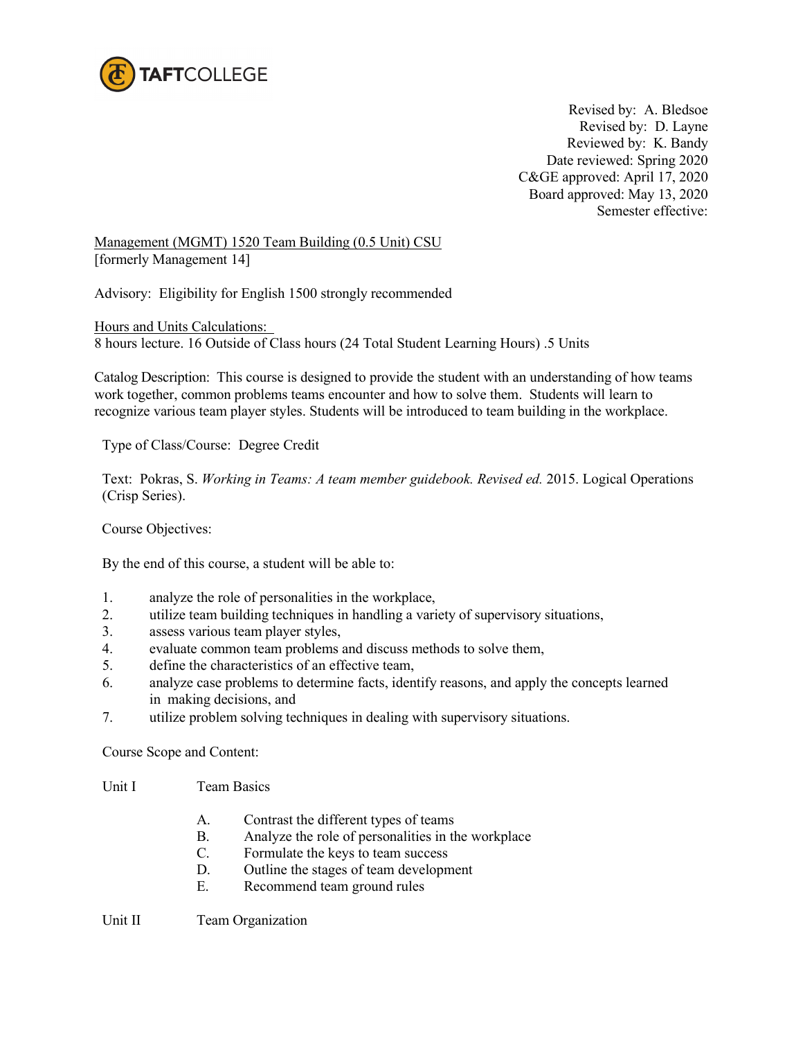Revised by: A. Bledsoe
Revised by: D. Layne
Reviewed by: K. Bandy
Date reviewed: Spring 2020
C&GE approved: April 17, 2020
Board approved: May 13, 2020
Semester effective:

Management (MGMT) 1520 Team Building (0.5 Unit) CSU
[formerly Management 14]

Advisory: Eligibility for English 1500 strongly recommended

Hours and Units Calculations:
8 hours lecture. 16 Outside of Class hours (24 Total Student Learning Hours) .5 Units

Catalog Description: This course is designed to provide the student with an understanding of how teams work together, common problems teams encounter and how to solve them. Students will learn to recognize various team player styles. Students will be introduced to team building in the workplace.

Type of Class/Course: Degree Credit

Text: Pokras, S. *Working in Teams: A team member guidebook. Revised ed.* 2015. Logical Operations (Crisp Series).

Course Objectives:

By the end of this course, a student will be able to:

1. analyze the role of personalities in the workplace,
2. utilize team building techniques in handling a variety of supervisory situations,
3. assess various team player styles,
4. evaluate common team problems and discuss methods to solve them,
5. define the characteristics of an effective team,
6. analyze case problems to determine facts, identify reasons, and apply the concepts learned in making decisions, and
7. utilize problem solving techniques in dealing with supervisory situations.

Course Scope and Content:

Unit I Team Basics

- A. Contrast the different types of teams
- B. Analyze the role of personalities in the workplace
- C. Formulate the keys to team success
- D. Outline the stages of team development
- E. Recommend team ground rules

Unit II Team Organization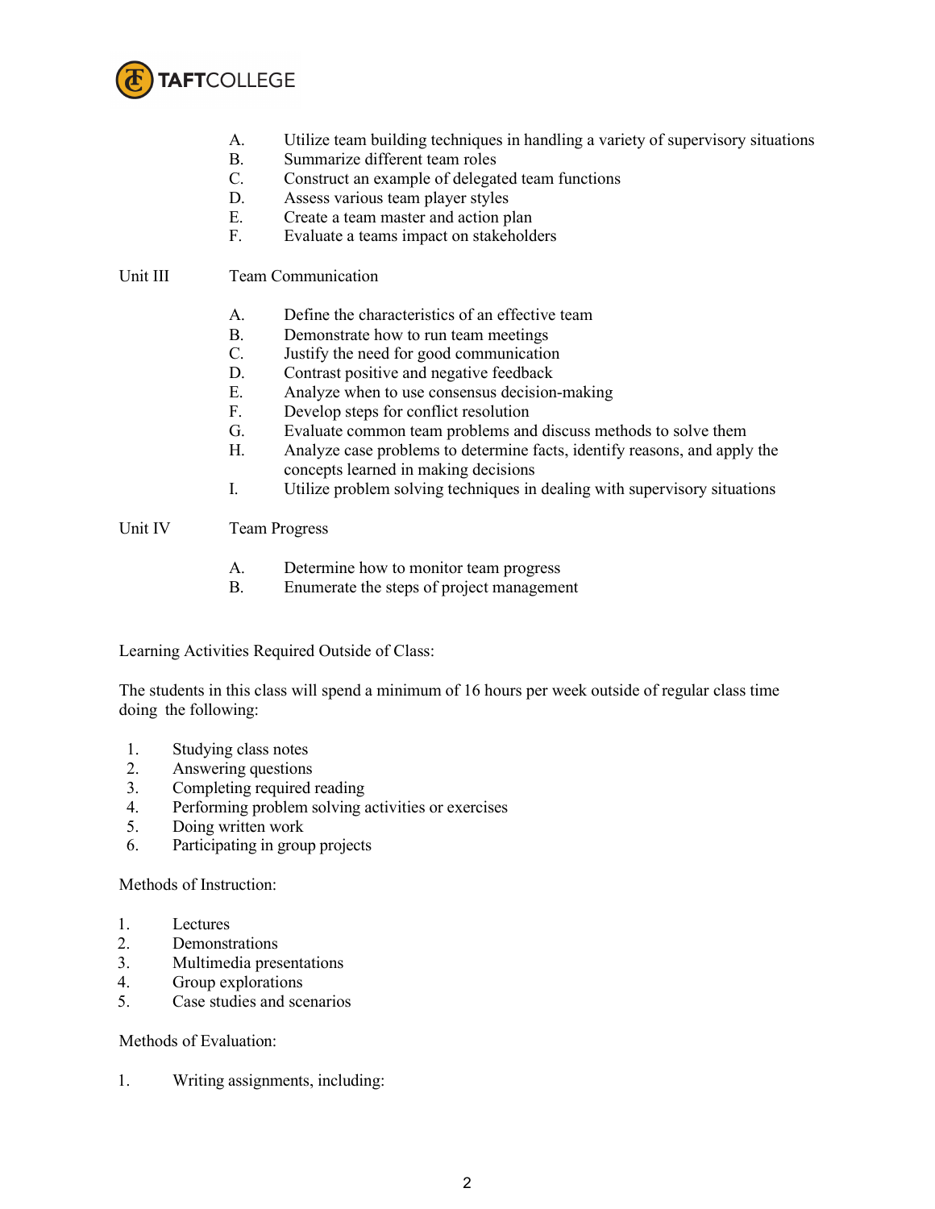A. Utilize team building techniques in handling a variety of supervisory situations
B. Summarize different team roles
C. Construct an example of delegated team functions
D. Assess various team player styles
E. Create a team master and action plan
F. Evaluate a teams impact on stakeholders

Unit III Team Communication

A. Define the characteristics of an effective team
B. Demonstrate how to run team meetings
C. Justify the need for good communication
D. Contrast positive and negative feedback
E. Analyze when to use consensus decision-making
F. Develop steps for conflict resolution
G. Evaluate common team problems and discuss methods to solve them
H. Analyze case problems to determine facts, identify reasons, and apply the concepts learned in making decisions
I. Utilize problem solving techniques in dealing with supervisory situations

Unit IV Team Progress

A. Determine how to monitor team progress
B. Enumerate the steps of project management

Learning Activities Required Outside of Class:

The students in this class will spend a minimum of 16 hours per week outside of regular class time doing the following:

1. Studying class notes
2. Answering questions
3. Completing required reading
4. Performing problem solving activities or exercises
5. Doing written work
6. Participating in group projects

Methods of Instruction:

1. Lectures
2. Demonstrations
3. Multimedia presentations
4. Group explorations
5. Case studies and scenarios

Methods of Evaluation:

1. Writing assignments, including: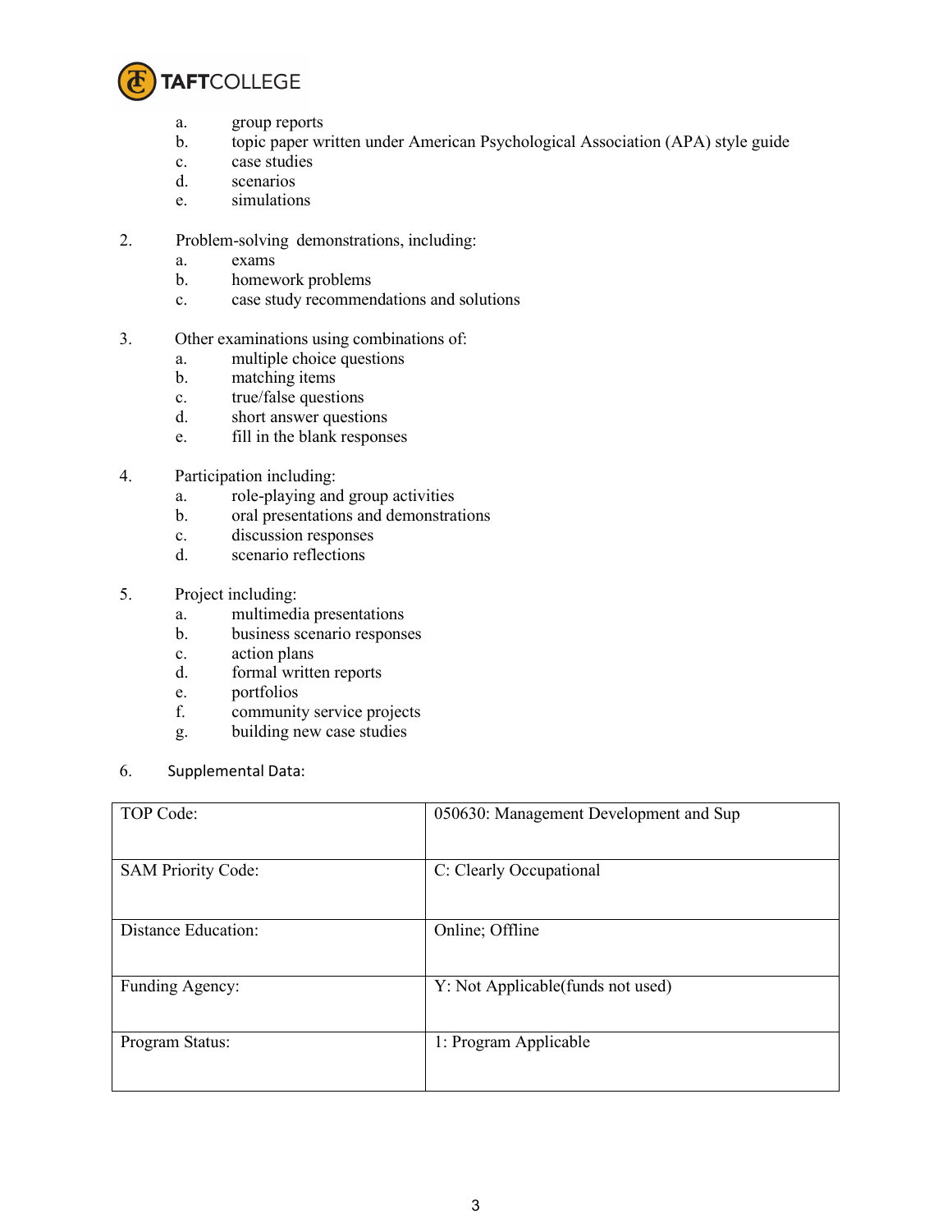a. group reports
   b. topic paper written under American Psychological Association (APA) style guide
   c. case studies
   d. scenarios
   e. simulations

2. Problem-solving demonstrations, including:
   a. exams
   b. homework problems
   c. case study recommendations and solutions

3. Other examinations using combinations of:
   a. multiple choice questions
   b. matching items
   c. true/false questions
   d. short answer questions
   e. fill in the blank responses

4. Participation including:
   a. role-playing and group activities
   b. oral presentations and demonstrations
   c. discussion responses
   d. scenario reflections

5. Project including:
   a. multimedia presentations
   b. business scenario responses
   c. action plans
   d. formal written reports
   e. portfolios
   f. community service projects
   g. building new case studies

6. Supplemental Data:

| | |
|---|---|
| TOP Code: | 050630: Management Development and Sup |
| SAM Priority Code: | C: Clearly Occupational |
| Distance Education: | Online; Offline |
| Funding Agency: | Y: Not Applicable(funds not used) |
| Program Status: | 1: Program Applicable |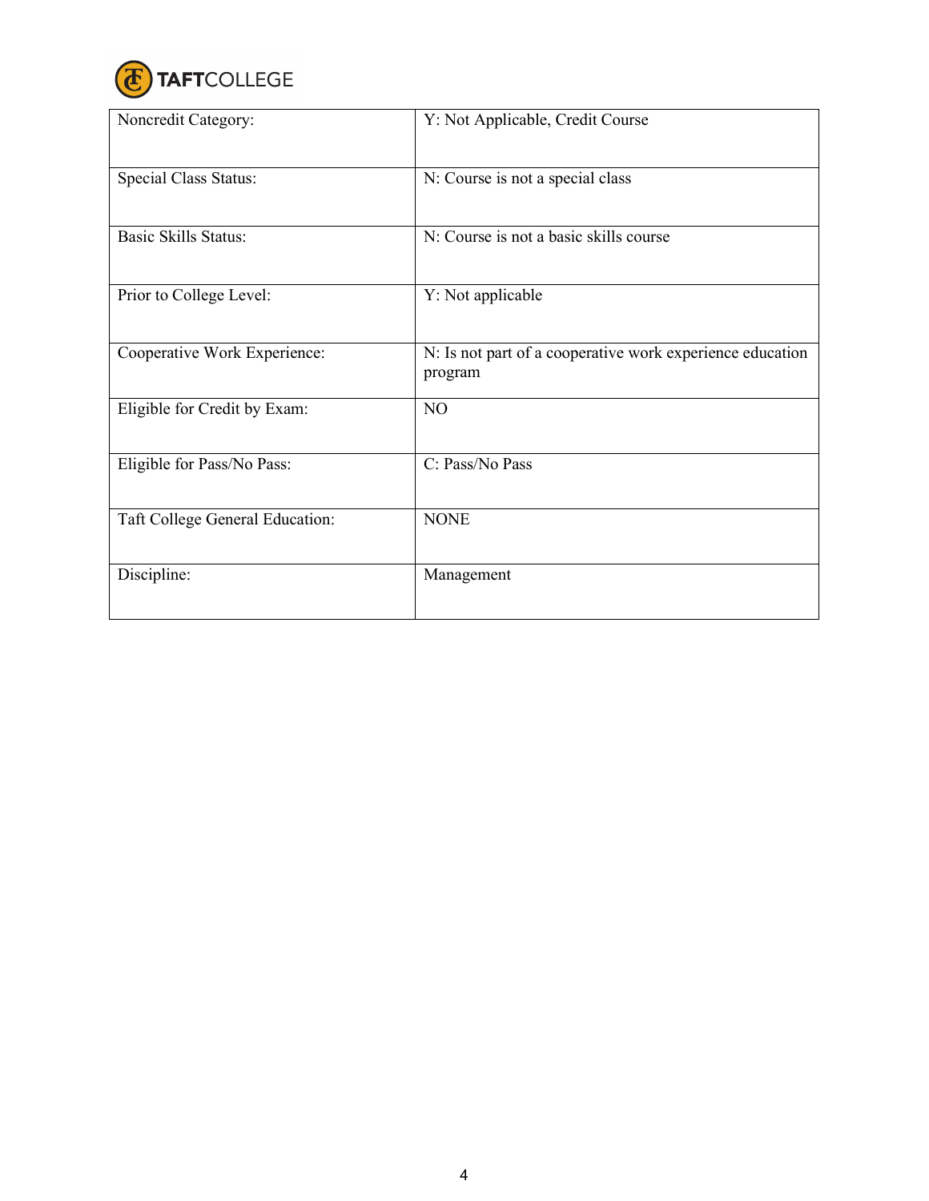| | |
|---|---|
| Noncredit Category: | Y: Not Applicable, Credit Course |
| Special Class Status: | N: Course is not a special class |
| Basic Skills Status: | N: Course is not a basic skills course |
| Prior to College Level: | Y: Not applicable |
| Cooperative Work Experience: | N: Is not part of a cooperative work experience education program |
| Eligible for Credit by Exam: | NO |
| Eligible for Pass/No Pass: | C: Pass/No Pass |
| Taft College General Education: | NONE |
| Discipline: | Management |